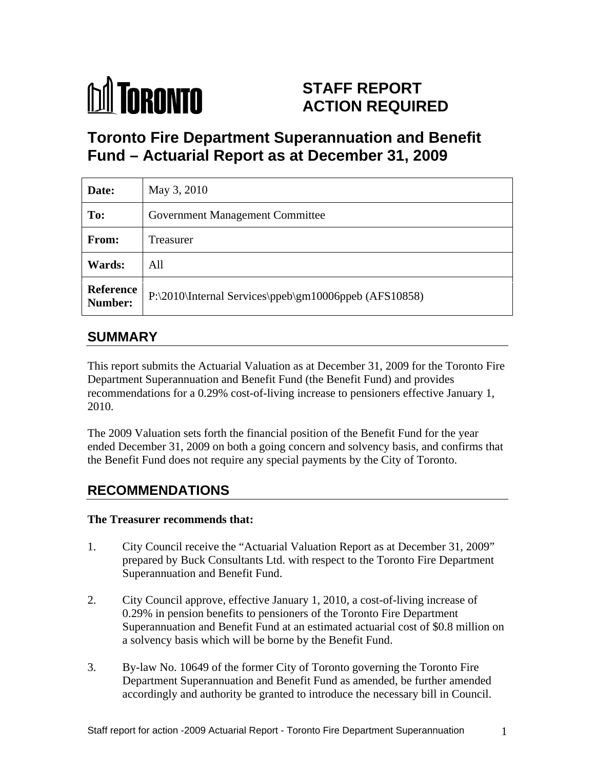TORONTO

# STAFF REPORT ACTION REQUIRED

## Toronto Fire Department Superannuation and Benefit Fund – Actuarial Report as at December 31, 2009

| | |
|---|---|
| **Date:** | May 3, 2010 |
| **To:** | Government Management Committee |
| **From:** | Treasurer |
| **Wards:** | All |
| **Reference Number:** | P:\2010\Internal Services\ppeb\gm10006ppeb (AFS10858) |

## SUMMARY

This report submits the Actuarial Valuation as at December 31, 2009 for the Toronto Fire Department Superannuation and Benefit Fund (the Benefit Fund) and provides recommendations for a 0.29% cost-of-living increase to pensioners effective January 1, 2010.

The 2009 Valuation sets forth the financial position of the Benefit Fund for the year ended December 31, 2009 on both a going concern and solvency basis, and confirms that the Benefit Fund does not require any special payments by the City of Toronto.

## RECOMMENDATIONS

**The Treasurer recommends that:**

1. City Council receive the "Actuarial Valuation Report as at December 31, 2009" prepared by Buck Consultants Ltd. with respect to the Toronto Fire Department Superannuation and Benefit Fund.

2. City Council approve, effective January 1, 2010, a cost-of-living increase of 0.29% in pension benefits to pensioners of the Toronto Fire Department Superannuation and Benefit Fund at an estimated actuarial cost of $0.8 million on a solvency basis which will be borne by the Benefit Fund.

3. By-law No. 10649 of the former City of Toronto governing the Toronto Fire Department Superannuation and Benefit Fund as amended, be further amended accordingly and authority be granted to introduce the necessary bill in Council.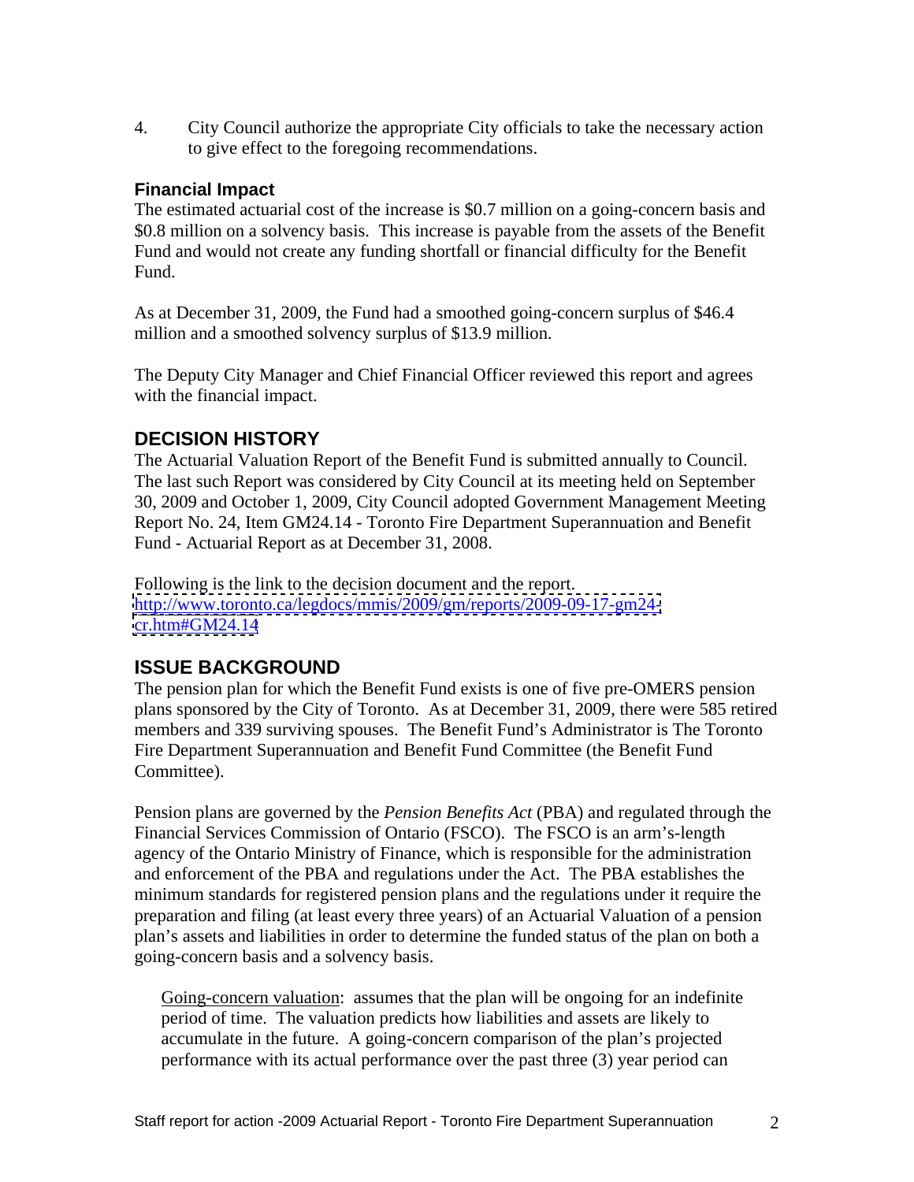4. City Council authorize the appropriate City officials to take the necessary action to give effect to the foregoing recommendations.

### Financial Impact

The estimated actuarial cost of the increase is $0.7 million on a going-concern basis and $0.8 million on a solvency basis. This increase is payable from the assets of the Benefit Fund and would not create any funding shortfall or financial difficulty for the Benefit Fund.

As at December 31, 2009, the Fund had a smoothed going-concern surplus of $46.4 million and a smoothed solvency surplus of $13.9 million.

The Deputy City Manager and Chief Financial Officer reviewed this report and agrees with the financial impact.

## DECISION HISTORY

The Actuarial Valuation Report of the Benefit Fund is submitted annually to Council. The last such Report was considered by City Council at its meeting held on September 30, 2009 and October 1, 2009, City Council adopted Government Management Meeting Report No. 24, Item GM24.14 - Toronto Fire Department Superannuation and Benefit Fund - Actuarial Report as at December 31, 2008.

Following is the link to the decision document and the report.
[http://www.toronto.ca/legdocs/mmis/2009/gm/reports/2009-09-17-gm24-cr.htm#GM24.14](http://www.toronto.ca/legdocs/mmis/2009/gm/reports/2009-09-17-gm24-cr.htm#GM24.14)

## ISSUE BACKGROUND

The pension plan for which the Benefit Fund exists is one of five pre-OMERS pension plans sponsored by the City of Toronto. As at December 31, 2009, there were 585 retired members and 339 surviving spouses. The Benefit Fund's Administrator is The Toronto Fire Department Superannuation and Benefit Fund Committee (the Benefit Fund Committee).

Pension plans are governed by the *Pension Benefits Act* (PBA) and regulated through the Financial Services Commission of Ontario (FSCO). The FSCO is an arm's-length agency of the Ontario Ministry of Finance, which is responsible for the administration and enforcement of the PBA and regulations under the Act. The PBA establishes the minimum standards for registered pension plans and the regulations under it require the preparation and filing (at least every three years) of an Actuarial Valuation of a pension plan's assets and liabilities in order to determine the funded status of the plan on both a going-concern basis and a solvency basis.

> Going-concern valuation: assumes that the plan will be ongoing for an indefinite period of time. The valuation predicts how liabilities and assets are likely to accumulate in the future. A going-concern comparison of the plan's projected performance with its actual performance over the past three (3) year period can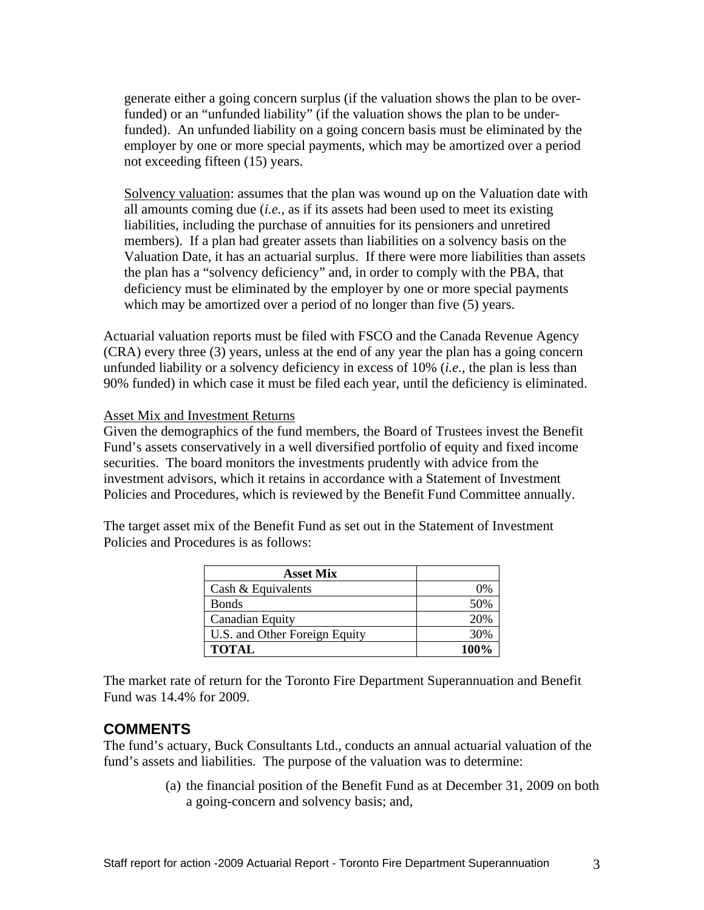generate either a going concern surplus (if the valuation shows the plan to be over-funded) or an "unfunded liability" (if the valuation shows the plan to be under-funded). An unfunded liability on a going concern basis must be eliminated by the employer by one or more special payments, which may be amortized over a period not exceeding fifteen (15) years.

Solvency valuation: assumes that the plan was wound up on the Valuation date with all amounts coming due (*i.e.*, as if its assets had been used to meet its existing liabilities, including the purchase of annuities for its pensioners and unretired members). If a plan had greater assets than liabilities on a solvency basis on the Valuation Date, it has an actuarial surplus. If there were more liabilities than assets the plan has a "solvency deficiency" and, in order to comply with the PBA, that deficiency must be eliminated by the employer by one or more special payments which may be amortized over a period of no longer than five (5) years.

Actuarial valuation reports must be filed with FSCO and the Canada Revenue Agency (CRA) every three (3) years, unless at the end of any year the plan has a going concern unfunded liability or a solvency deficiency in excess of 10% (*i.e.*, the plan is less than 90% funded) in which case it must be filed each year, until the deficiency is eliminated.

Asset Mix and Investment Returns

Given the demographics of the fund members, the Board of Trustees invest the Benefit Fund's assets conservatively in a well diversified portfolio of equity and fixed income securities. The board monitors the investments prudently with advice from the investment advisors, which it retains in accordance with a Statement of Investment Policies and Procedures, which is reviewed by the Benefit Fund Committee annually.

The target asset mix of the Benefit Fund as set out in the Statement of Investment Policies and Procedures is as follows:

| **Asset Mix** | |
|---|---|
| Cash & Equivalents | 0% |
| Bonds | 50% |
| Canadian Equity | 20% |
| U.S. and Other Foreign Equity | 30% |
| **TOTAL** | **100%** |

The market rate of return for the Toronto Fire Department Superannuation and Benefit Fund was 14.4% for 2009.

## COMMENTS

The fund's actuary, Buck Consultants Ltd., conducts an annual actuarial valuation of the fund's assets and liabilities. The purpose of the valuation was to determine:

(a) the financial position of the Benefit Fund as at December 31, 2009 on both a going-concern and solvency basis; and,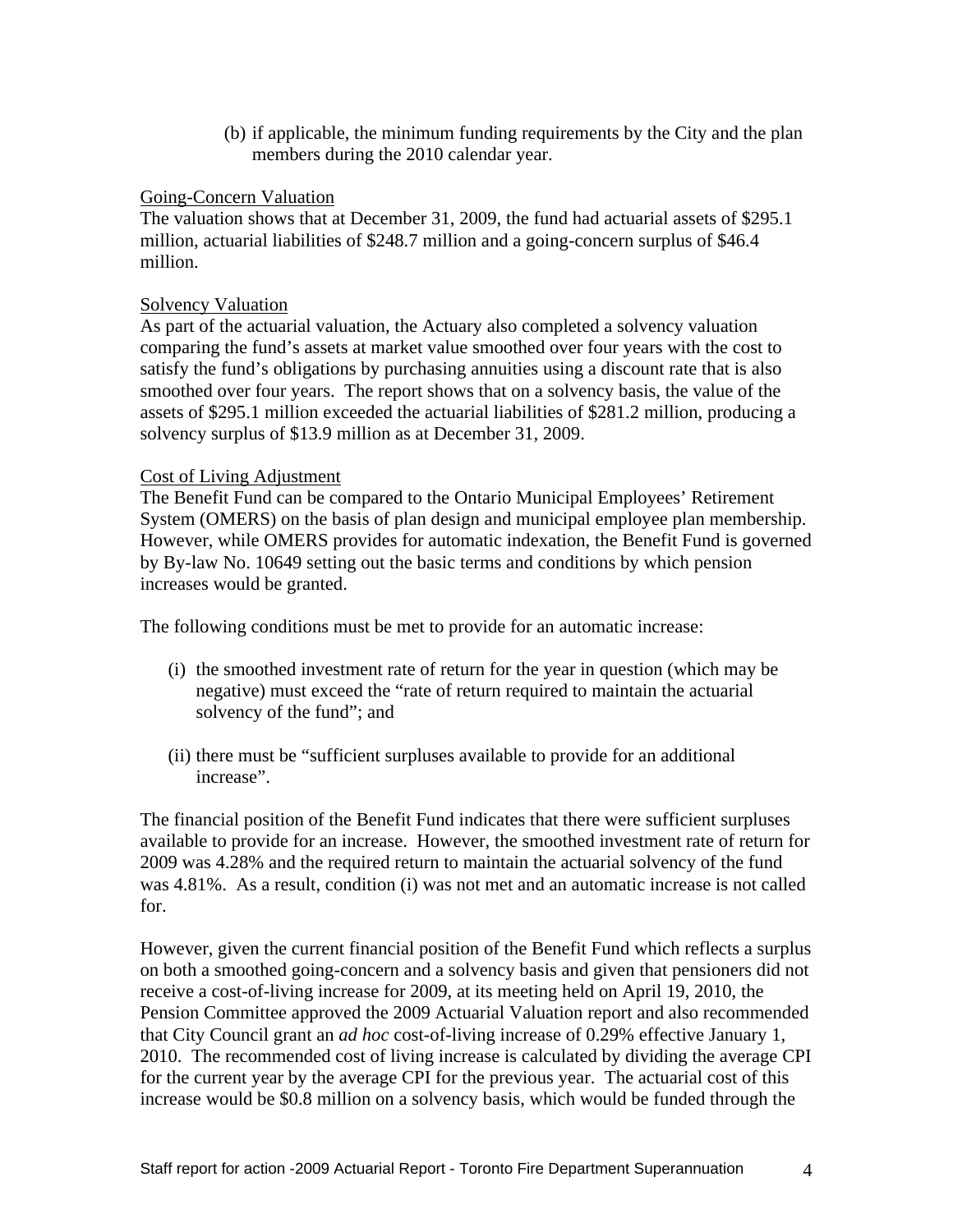(b) if applicable, the minimum funding requirements by the City and the plan members during the 2010 calendar year.

Going-Concern Valuation

The valuation shows that at December 31, 2009, the fund had actuarial assets of $295.1 million, actuarial liabilities of $248.7 million and a going-concern surplus of $46.4 million.

Solvency Valuation

As part of the actuarial valuation, the Actuary also completed a solvency valuation comparing the fund's assets at market value smoothed over four years with the cost to satisfy the fund's obligations by purchasing annuities using a discount rate that is also smoothed over four years. The report shows that on a solvency basis, the value of the assets of $295.1 million exceeded the actuarial liabilities of $281.2 million, producing a solvency surplus of $13.9 million as at December 31, 2009.

Cost of Living Adjustment

The Benefit Fund can be compared to the Ontario Municipal Employees' Retirement System (OMERS) on the basis of plan design and municipal employee plan membership. However, while OMERS provides for automatic indexation, the Benefit Fund is governed by By-law No. 10649 setting out the basic terms and conditions by which pension increases would be granted.

The following conditions must be met to provide for an automatic increase:

(i) the smoothed investment rate of return for the year in question (which may be negative) must exceed the "rate of return required to maintain the actuarial solvency of the fund"; and

(ii) there must be "sufficient surpluses available to provide for an additional increase".

The financial position of the Benefit Fund indicates that there were sufficient surpluses available to provide for an increase. However, the smoothed investment rate of return for 2009 was 4.28% and the required return to maintain the actuarial solvency of the fund was 4.81%. As a result, condition (i) was not met and an automatic increase is not called for.

However, given the current financial position of the Benefit Fund which reflects a surplus on both a smoothed going-concern and a solvency basis and given that pensioners did not receive a cost-of-living increase for 2009, at its meeting held on April 19, 2010, the Pension Committee approved the 2009 Actuarial Valuation report and also recommended that City Council grant an *ad hoc* cost-of-living increase of 0.29% effective January 1, 2010. The recommended cost of living increase is calculated by dividing the average CPI for the current year by the average CPI for the previous year. The actuarial cost of this increase would be $0.8 million on a solvency basis, which would be funded through the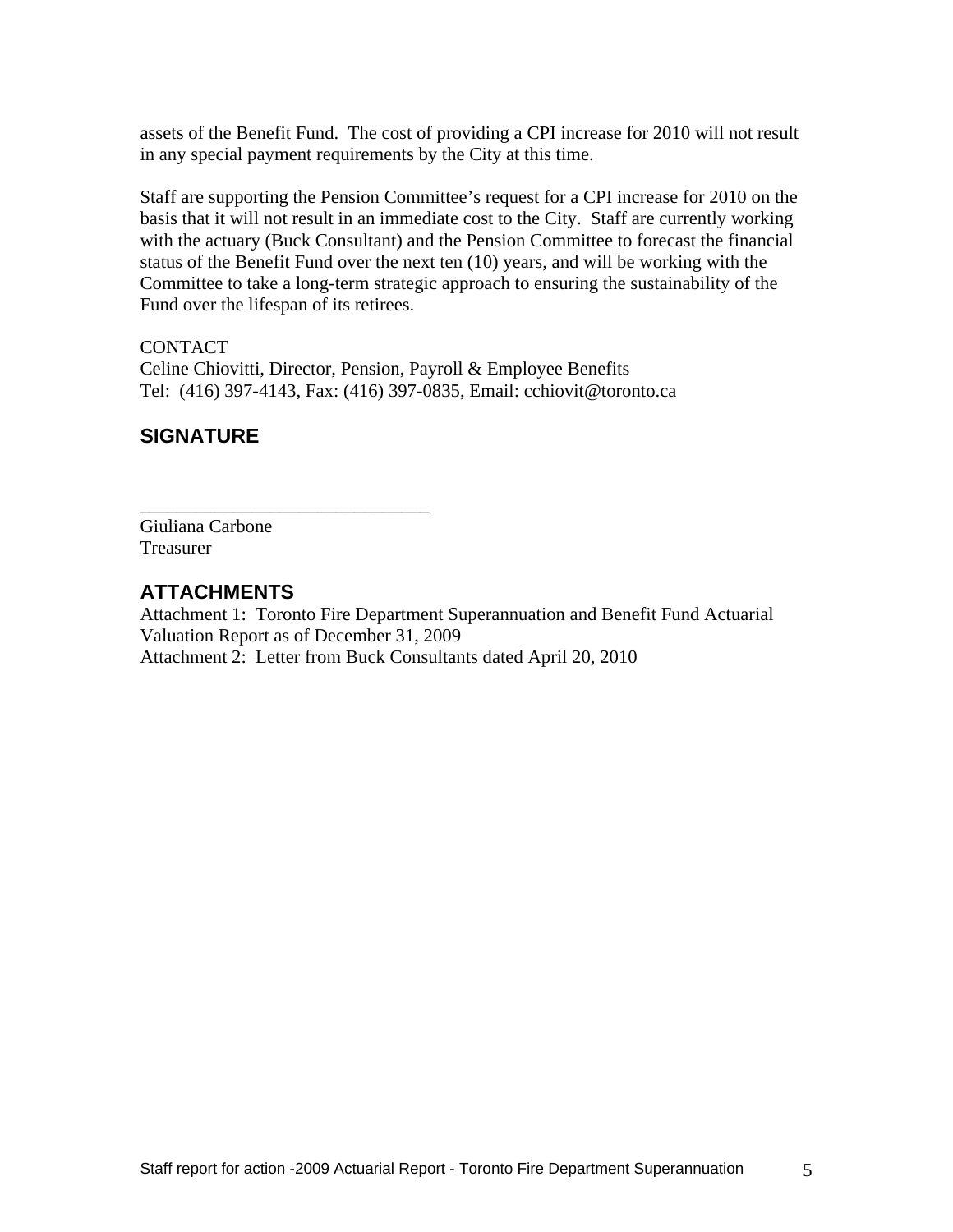assets of the Benefit Fund. The cost of providing a CPI increase for 2010 will not result in any special payment requirements by the City at this time.

Staff are supporting the Pension Committee's request for a CPI increase for 2010 on the basis that it will not result in an immediate cost to the City. Staff are currently working with the actuary (Buck Consultant) and the Pension Committee to forecast the financial status of the Benefit Fund over the next ten (10) years, and will be working with the Committee to take a long-term strategic approach to ensuring the sustainability of the Fund over the lifespan of its retirees.

CONTACT
Celine Chiovitti, Director, Pension, Payroll & Employee Benefits
Tel: (416) 397-4143, Fax: (416) 397-0835, Email: cchiovit@toronto.ca

## SIGNATURE

_______________________________
Giuliana Carbone
Treasurer

## ATTACHMENTS

Attachment 1: Toronto Fire Department Superannuation and Benefit Fund Actuarial Valuation Report as of December 31, 2009
Attachment 2: Letter from Buck Consultants dated April 20, 2010